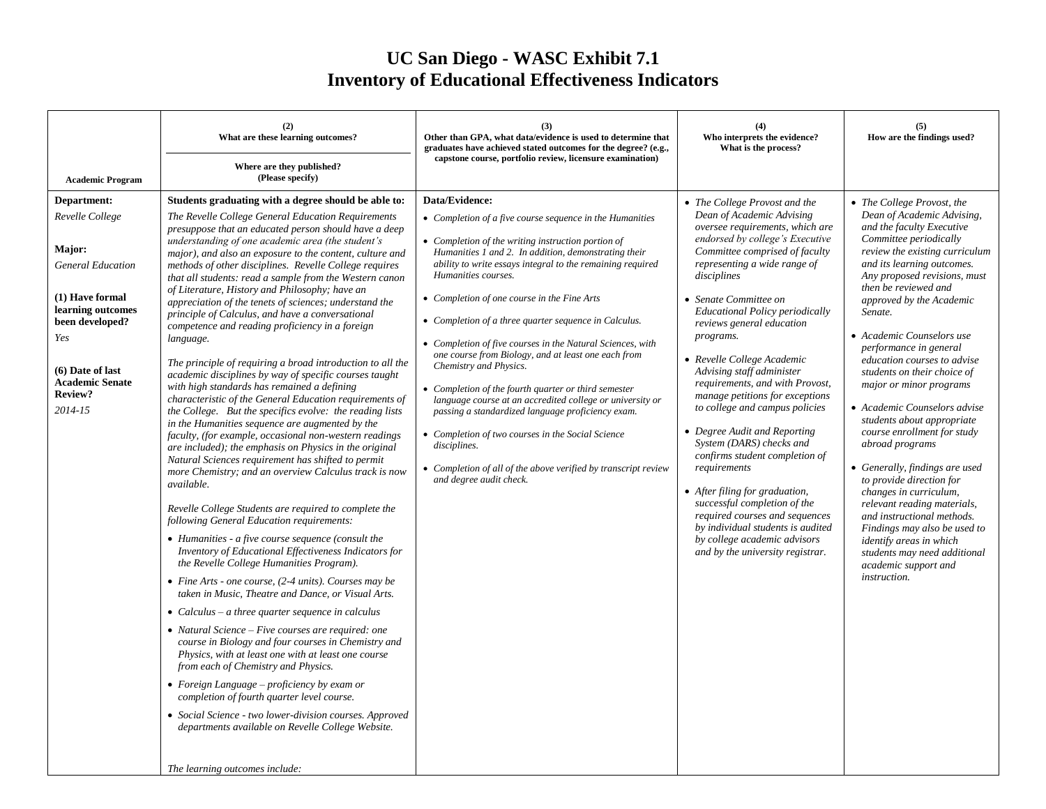# UC San Diego - WASC Exhibit 7.1
# Inventory of Educational Effectiveness Indicators

| Academic Program | (2) What are these learning outcomes? / Where are they published? (Please specify) | (3) Other than GPA, what data/evidence is used to determine that graduates have achieved stated outcomes for the degree? (e.g., capstone course, portfolio review, licensure examination) | (4) Who interprets the evidence? What is the process? | (5) How are the findings used? |
|---|---|---|---|---|
| **Department:** *Revelle College*<br><br>**Major:** *General Education*<br><br>**(1) Have formal learning outcomes been developed?** *Yes*<br><br>**(6) Date of last Academic Senate Review?** *2014-15* | **Students graduating with a degree should be able to:**<br>*The Revelle College General Education Requirements presuppose that an educated person should have a deep understanding of one academic area (the student's major), and also an exposure to the content, culture and methods of other disciplines. Revelle College requires that all students: read a sample from the Western canon of Literature, History and Philosophy; have an appreciation of the tenets of sciences; understand the principle of Calculus, and have a conversational competence and reading proficiency in a foreign language.*<br><br>*The principle of requiring a broad introduction to all the academic disciplines by way of specific courses taught with high standards has remained a defining characteristic of the General Education requirements of the College. But the specifics evolve: the reading lists in the Humanities sequence are augmented by the faculty, (for example, occasional non-western readings are included); the emphasis on Physics in the original Natural Sciences requirement has shifted to permit more Chemistry; and an overview Calculus track is now available.*<br><br>*Revelle College Students are required to complete the following General Education requirements:*<br>• *Humanities - a five course sequence (consult the Inventory of Educational Effectiveness Indicators for the Revelle College Humanities Program).*<br>• *Fine Arts - one course, (2-4 units). Courses may be taken in Music, Theatre and Dance, or Visual Arts.*<br>• *Calculus – a three quarter sequence in calculus*<br>• *Natural Science – Five courses are required: one course in Biology and four courses in Chemistry and Physics, with at least one with at least one course from each of Chemistry and Physics.*<br>• *Foreign Language – proficiency by exam or completion of fourth quarter level course.*<br>• *Social Science - two lower-division courses. Approved departments available on Revelle College Website.*<br><br>*The learning outcomes include:* | **Data/Evidence:**<br>• *Completion of a five course sequence in the Humanities*<br>• *Completion of the writing instruction portion of Humanities 1 and 2. In addition, demonstrating their ability to write essays integral to the remaining required Humanities courses.*<br>• *Completion of one course in the Fine Arts*<br>• *Completion of a three quarter sequence in Calculus.*<br>• *Completion of five courses in the Natural Sciences, with one course from Biology, and at least one each from Chemistry and Physics.*<br>• *Completion of the fourth quarter or third semester language course at an accredited college or university or passing a standardized language proficiency exam.*<br>• *Completion of two courses in the Social Science disciplines.*<br>• *Completion of all of the above verified by transcript review and degree audit check.* | • *The College Provost and the Dean of Academic Advising oversee requirements, which are endorsed by college's Executive Committee comprised of faculty representing a wide range of disciplines*<br>• *Senate Committee on Educational Policy periodically reviews general education programs.*<br>• *Revelle College Academic Advising staff administer requirements, and with Provost, manage petitions for exceptions to college and campus policies*<br>• *Degree Audit and Reporting System (DARS) checks and confirms student completion of requirements*<br>• *After filing for graduation, successful completion of the required courses and sequences by individual students is audited by college academic advisors and by the university registrar.* | • *The College Provost, the Dean of Academic Advising, and the faculty Executive Committee periodically review the existing curriculum and its learning outcomes. Any proposed revisions, must then be reviewed and approved by the Academic Senate.*<br>• *Academic Counselors use performance in general education courses to advise students on their choice of major or minor programs*<br>• *Academic Counselors advise students about appropriate course enrollment for study abroad programs*<br>• *Generally, findings are used to provide direction for changes in curriculum, relevant reading materials, and instructional methods. Findings may also be used to identify areas in which students may need additional academic support and instruction.* |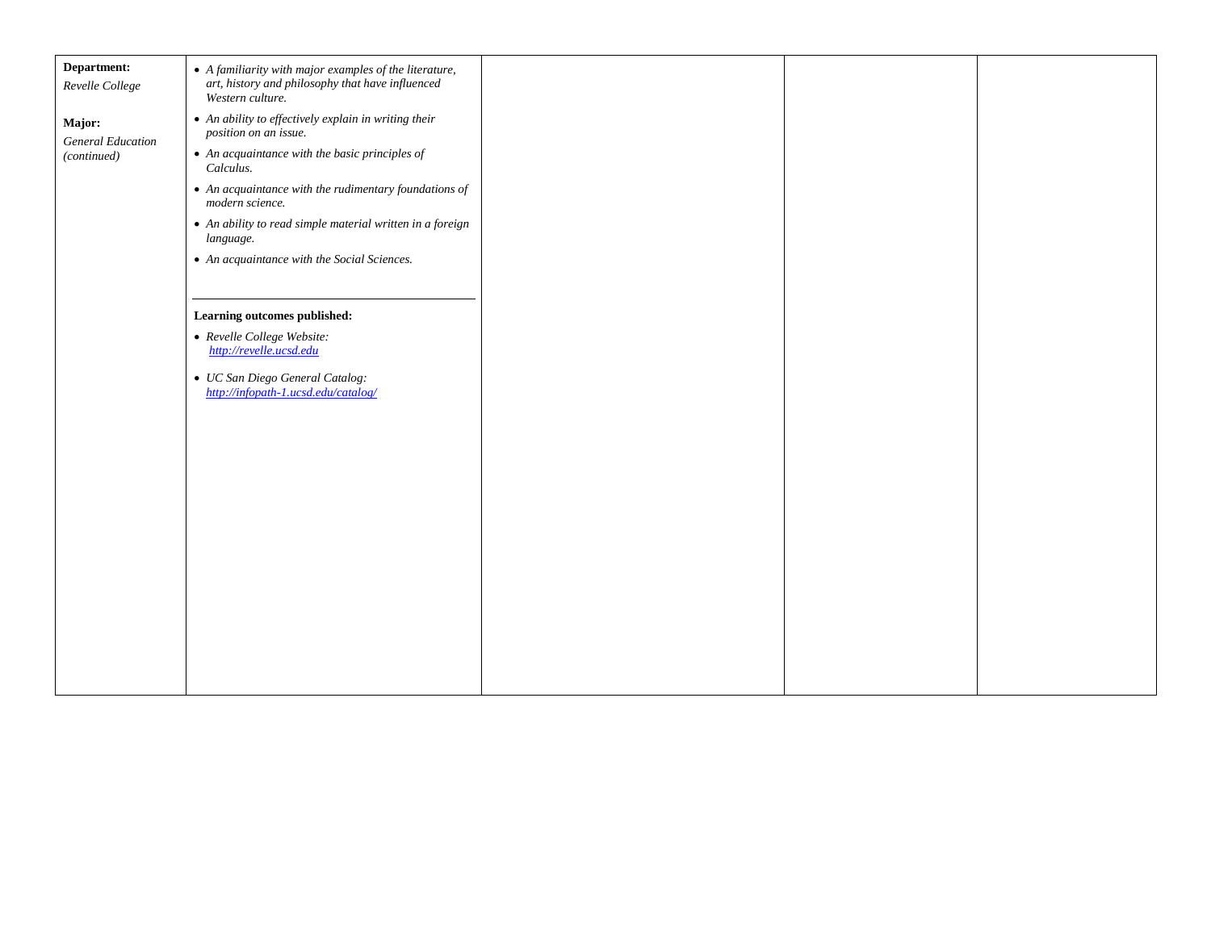| | | | | |
|---|---|---|---|---|
| **Department:**<br>*Revelle College*<br><br>**Major:**<br>*General Education (continued)* | • *A familiarity with major examples of the literature, art, history and philosophy that have influenced Western culture.*<br>• *An ability to effectively explain in writing their position on an issue.*<br>• *An acquaintance with the basic principles of Calculus.*<br>• *An acquaintance with the rudimentary foundations of modern science.*<br>• *An ability to read simple material written in a foreign language.*<br>• *An acquaintance with the Social Sciences.*<br><br>**Learning outcomes published:**<br>• *Revelle College Website: [http://revelle.ucsd.edu](http://revelle.ucsd.edu)*<br>• *UC San Diego General Catalog: [http://infopath-1.ucsd.edu/catalog/](http://infopath-1.ucsd.edu/catalog/)* | | | |